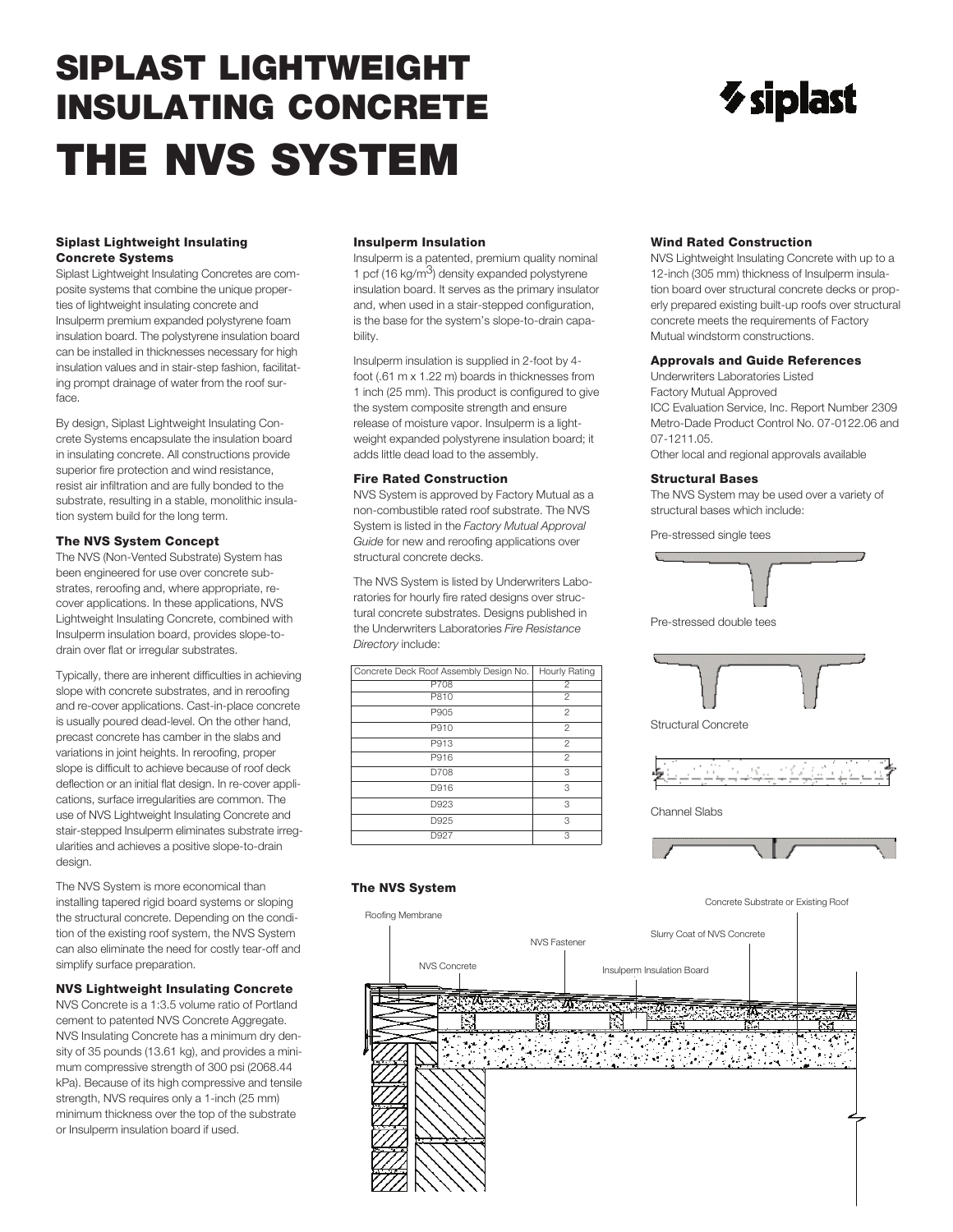# SIPLAST LIGHTWEIGHT INSULATING CONCRETE
# THE NVS SYSTEM

### Siplast Lightweight Insulating Concrete Systems

Siplast Lightweight Insulating Concretes are composite systems that combine the unique properties of lightweight insulating concrete and Insulperm premium expanded polystyrene foam insulation board. The polystyrene insulation board can be installed in thicknesses necessary for high insulation values and in stair-step fashion, facilitating prompt drainage of water from the roof surface.

By design, Siplast Lightweight Insulating Concrete Systems encapsulate the insulation board in insulating concrete. All constructions provide superior fire protection and wind resistance, resist air infiltration and are fully bonded to the substrate, resulting in a stable, monolithic insulation system build for the long term.

### The NVS System Concept

The NVS (Non-Vented Substrate) System has been engineered for use over concrete substrates, reroofing and, where appropriate, recover applications. In these applications, NVS Lightweight Insulating Concrete, combined with Insulperm insulation board, provides slope-to-drain over flat or irregular substrates.

Typically, there are inherent difficulties in achieving slope with concrete substrates, and in reroofing and re-cover applications. Cast-in-place concrete is usually poured dead-level. On the other hand, precast concrete has camber in the slabs and variations in joint heights. In reroofing, proper slope is difficult to achieve because of roof deck deflection or an initial flat design. In re-cover applications, surface irregularities are common. The use of NVS Lightweight Insulating Concrete and stair-stepped Insulperm eliminates substrate irregularities and achieves a positive slope-to-drain design.

The NVS System is more economical than installing tapered rigid board systems or sloping the structural concrete. Depending on the condition of the existing roof system, the NVS System can also eliminate the need for costly tear-off and simplify surface preparation.

### NVS Lightweight Insulating Concrete

NVS Concrete is a 1:3.5 volume ratio of Portland cement to patented NVS Concrete Aggregate. NVS Insulating Concrete has a minimum dry density of 35 pounds (13.61 kg), and provides a minimum compressive strength of 300 psi (2068.44 kPa). Because of its high compressive and tensile strength, NVS requires only a 1-inch (25 mm) minimum thickness over the top of the substrate or Insulperm insulation board if used.

### Insulperm Insulation

Insulperm is a patented, premium quality nominal 1 pcf (16 kg/m$^3$) density expanded polystyrene insulation board. It serves as the primary insulator and, when used in a stair-stepped configuration, is the base for the system's slope-to-drain capability.

Insulperm insulation is supplied in 2-foot by 4-foot (.61 m x 1.22 m) boards in thicknesses from 1 inch (25 mm). This product is configured to give the system composite strength and ensure release of moisture vapor. Insulperm is a lightweight expanded polystyrene insulation board; it adds little dead load to the assembly.

### Fire Rated Construction

NVS System is approved by Factory Mutual as a non-combustible rated roof substrate. The NVS System is listed in the *Factory Mutual Approval Guide* for new and reroofing applications over structural concrete decks.

The NVS System is listed by Underwriters Laboratories for hourly fire rated designs over structural concrete substrates. Designs published in the Underwriters Laboratories *Fire Resistance Directory* include:

| Concrete Deck Roof Assembly Design No. | Hourly Rating |
|---|---|
| P708 | 2 |
| P810 | 2 |
| P905 | 2 |
| P910 | 2 |
| P913 | 2 |
| P916 | 2 |
| D708 | 3 |
| D916 | 3 |
| D923 | 3 |
| D925 | 3 |
| D927 | 3 |

### Wind Rated Construction

NVS Lightweight Insulating Concrete with up to a 12-inch (305 mm) thickness of Insulperm insulation board over structural concrete decks or properly prepared existing built-up roofs over structural concrete meets the requirements of Factory Mutual windstorm constructions.

### Approvals and Guide References

Underwriters Laboratories Listed
Factory Mutual Approved
ICC Evaluation Service, Inc. Report Number 2309
Metro-Dade Product Control No. 07-0122.06 and 07-1211.05.
Other local and regional approvals available

### Structural Bases

The NVS System may be used over a variety of structural bases which include:

Pre-stressed single tees

Pre-stressed double tees

Structural Concrete

Channel Slabs

### The NVS System

Roofing Membrane

NVS Fastener

NVS Concrete

Insulperm Insulation Board

Slurry Coat of NVS Concrete

Concrete Substrate or Existing Roof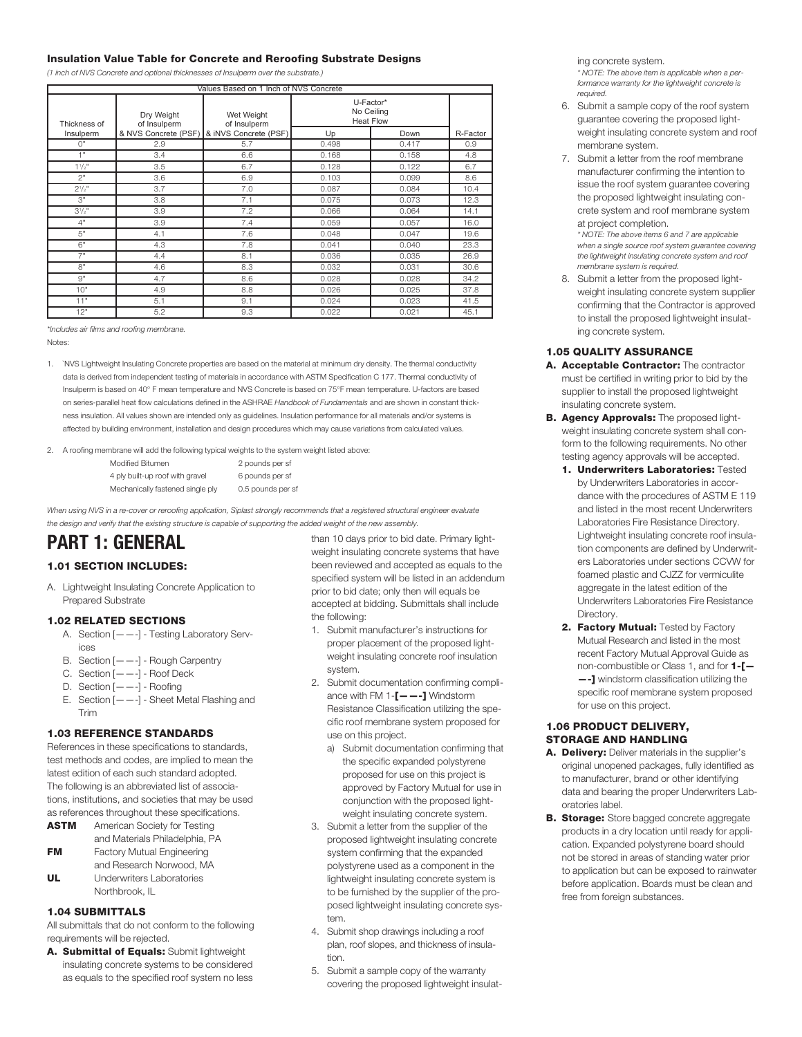### Insulation Value Table for Concrete and Reroofing Substrate Designs

*(1 inch of NVS Concrete and optional thicknesses of Insulperm over the substrate.)*

| Values Based on 1 Inch of NVS Concrete | | | | | |
|---|---|---|---|---|---|
| Thickness of Insulperm | Dry Weight of Insulperm & NVS Concrete (PSF) | Wet Weight of Insulperm & iNVS Concrete (PSF) | U-Factor* No Ceiling Heat Flow | | R-Factor |
| | | | Up | Down | |
| 0" | 2.9 | 5.7 | 0.498 | 0.417 | 0.9 |
| 1" | 3.4 | 6.6 | 0.168 | 0.158 | 4.8 |
| 1½" | 3.5 | 6.7 | 0.128 | 0.122 | 6.7 |
| 2" | 3.6 | 6.9 | 0.103 | 0.099 | 8.6 |
| 2½" | 3.7 | 7.0 | 0.087 | 0.084 | 10.4 |
| 3" | 3.8 | 7.1 | 0.075 | 0.073 | 12.3 |
| 3½" | 3.9 | 7.2 | 0.066 | 0.064 | 14.1 |
| 4" | 3.9 | 7.4 | 0.059 | 0.057 | 16.0 |
| 5" | 4.1 | 7.6 | 0.048 | 0.047 | 19.6 |
| 6" | 4.3 | 7.8 | 0.041 | 0.040 | 23.3 |
| 7" | 4.4 | 8.1 | 0.036 | 0.035 | 26.9 |
| 8" | 4.6 | 8.3 | 0.032 | 0.031 | 30.6 |
| 9" | 4.7 | 8.6 | 0.028 | 0.028 | 34.2 |
| 10" | 4.9 | 8.8 | 0.026 | 0.025 | 37.8 |
| 11" | 5.1 | 9.1 | 0.024 | 0.023 | 41.5 |
| 12" | 5.2 | 9.3 | 0.022 | 0.021 | 45.1 |

*\*Includes air films and roofing membrane.*

Notes:

1. `NVS Lightweight Insulating Concrete properties are based on the material at minimum dry density. The thermal conductivity data is derived from independent testing of materials in accordance with ASTM Specification C 177. Thermal conductivity of Insulperm is based on 40° F mean temperature and NVS Concrete is based on 75°F mean temperature. U-factors are based on series-parallel heat flow calculations defined in the ASHRAE *Handbook of Fundamentals* and are shown in constant thickness insulation. All values shown are intended only as guidelines. Insulation performance for all materials and/or systems is affected by building environment, installation and design procedures which may cause variations from calculated values.

2. A roofing membrane will add the following typical weights to the system weight listed above:

| | |
|---|---|
| Modified Bitumen | 2 pounds per sf |
| 4 ply built-up roof with gravel | 6 pounds per sf |
| Mechanically fastened single ply | 0.5 pounds per sf |

*When using NVS in a re-cover or reroofing application, Siplast strongly recommends that a registered structural engineer evaluate the design and verify that the existing structure is capable of supporting the added weight of the new assembly.*

# PART 1: GENERAL

### 1.01 SECTION INCLUDES:

A. Lightweight Insulating Concrete Application to Prepared Substrate

### 1.02 RELATED SECTIONS

A. Section [— —-] - Testing Laboratory Services
B. Section [— —-] - Rough Carpentry
C. Section [— —-] - Roof Deck
D. Section [— —-] - Roofing
E. Section [— —-] - Sheet Metal Flashing and Trim

### 1.03 REFERENCE STANDARDS

References in these specifications to standards, test methods and codes, are implied to mean the latest edition of each such standard adopted. The following is an abbreviated list of associations, institutions, and societies that may be used as references throughout these specifications.

**ASTM** American Society for Testing and Materials Philadelphia, PA
**FM** Factory Mutual Engineering and Research Norwood, MA
**UL** Underwriters Laboratories Northbrook, IL

### 1.04 SUBMITTALS

All submittals that do not conform to the following requirements will be rejected.

**A. Submittal of Equals:** Submit lightweight insulating concrete systems to be considered as equals to the specified roof system no less than 10 days prior to bid date. Primary lightweight insulating concrete systems that have been reviewed and accepted as equals to the specified system will be listed in an addendum prior to bid date; only then will equals be accepted at bidding. Submittals shall include the following:

1. Submit manufacturer's instructions for proper placement of the proposed lightweight insulating concrete roof insulation system.
2. Submit documentation confirming compliance with FM 1-**[— —-]** Windstorm Resistance Classification utilizing the specific roof membrane system proposed for use on this project.
   a) Submit documentation confirming that the specific expanded polystyrene proposed for use on this project is approved by Factory Mutual for use in conjunction with the proposed lightweight insulating concrete system.
3. Submit a letter from the supplier of the proposed lightweight insulating concrete system confirming that the expanded polystyrene used as a component in the lightweight insulating concrete system is to be furnished by the supplier of the proposed lightweight insulating concrete system.
4. Submit shop drawings including a roof plan, roof slopes, and thickness of insulation.
5. Submit a sample copy of the warranty covering the proposed lightweight insulating concrete system.
   *\* NOTE: The above item is applicable when a performance warranty for the lightweight concrete is required.*
6. Submit a sample copy of the roof system guarantee covering the proposed lightweight insulating concrete system and roof membrane system.
7. Submit a letter from the roof membrane manufacturer confirming the intention to issue the roof system guarantee covering the proposed lightweight insulating concrete system and roof membrane system at project completion.
   *\* NOTE: The above items 6 and 7 are applicable when a single source roof system guarantee covering the lightweight insulating concrete system and roof membrane system is required.*
8. Submit a letter from the proposed lightweight insulating concrete system supplier confirming that the Contractor is approved to install the proposed lightweight insulating concrete system.

### 1.05 QUALITY ASSURANCE

**A. Acceptable Contractor:** The contractor must be certified in writing prior to bid by the supplier to install the proposed lightweight insulating concrete system.

**B. Agency Approvals:** The proposed lightweight insulating concrete system shall conform to the following requirements. No other testing agency approvals will be accepted.

1. **Underwriters Laboratories:** Tested by Underwriters Laboratories in accordance with the procedures of ASTM E 119 and listed in the most recent Underwriters Laboratories Fire Resistance Directory. Lightweight insulating concrete roof insulation components are defined by Underwriters Laboratories under sections CCVW for foamed plastic and CJZZ for vermiculite aggregate in the latest edition of the Underwriters Laboratories Fire Resistance Directory.
2. **Factory Mutual:** Tested by Factory Mutual Research and listed in the most recent Factory Mutual Approval Guide as non-combustible or Class 1, and for **1-[— —-]** windstorm classification utilizing the specific roof membrane system proposed for use on this project.

### 1.06 PRODUCT DELIVERY, STORAGE AND HANDLING

**A. Delivery:** Deliver materials in the supplier's original unopened packages, fully identified as to manufacturer, brand or other identifying data and bearing the proper Underwriters Laboratories label.

**B. Storage:** Store bagged concrete aggregate products in a dry location until ready for application. Expanded polystyrene board should not be stored in areas of standing water prior to application but can be exposed to rainwater before application. Boards must be clean and free from foreign substances.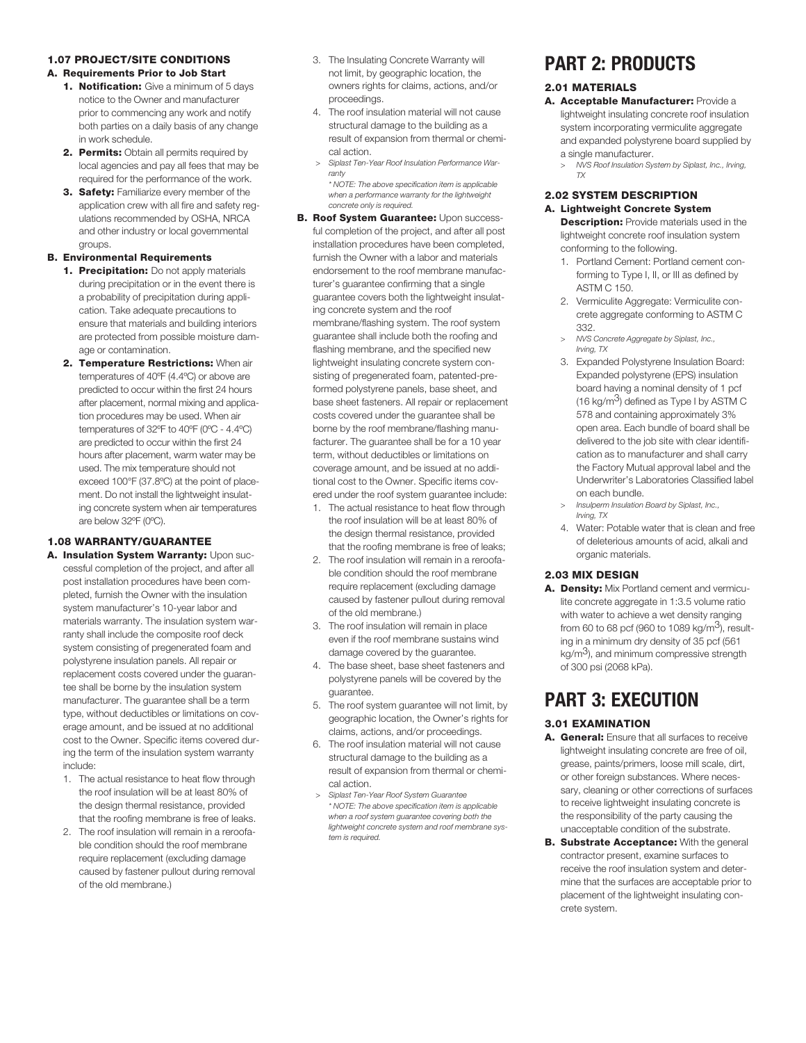### 1.07 PROJECT/SITE CONDITIONS

**A. Requirements Prior to Job Start**

1. **Notification:** Give a minimum of 5 days notice to the Owner and manufacturer prior to commencing any work and notify both parties on a daily basis of any change in work schedule.
2. **Permits:** Obtain all permits required by local agencies and pay all fees that may be required for the performance of the work.
3. **Safety:** Familiarize every member of the application crew with all fire and safety regulations recommended by OSHA, NRCA and other industry or local governmental groups.

**B. Environmental Requirements**

1. **Precipitation:** Do not apply materials during precipitation or in the event there is a probability of precipitation during application. Take adequate precautions to ensure that materials and building interiors are protected from possible moisture damage or contamination.
2. **Temperature Restrictions:** When air temperatures of 40ºF (4.4ºC) or above are predicted to occur within the first 24 hours after placement, normal mixing and application procedures may be used. When air temperatures of 32ºF to 40ºF (0ºC - 4.4ºC) are predicted to occur within the first 24 hours after placement, warm water may be used. The mix temperature should not exceed 100°F (37.8ºC) at the point of placement. Do not install the lightweight insulating concrete system when air temperatures are below 32ºF (0ºC).

### 1.08 WARRANTY/GUARANTEE

**A. Insulation System Warranty:** Upon successful completion of the project, and after all post installation procedures have been completed, furnish the Owner with the insulation system manufacturer's 10-year labor and materials warranty. The insulation system warranty shall include the composite roof deck system consisting of pregenerated foam and polystyrene insulation panels. All repair or replacement costs covered under the guarantee shall be borne by the insulation system manufacturer. The guarantee shall be a term type, without deductibles or limitations on coverage amount, and be issued at no additional cost to the Owner. Specific items covered during the term of the insulation system warranty include:

1. The actual resistance to heat flow through the roof insulation will be at least 80% of the design thermal resistance, provided that the roofing membrane is free of leaks.
2. The roof insulation will remain in a reroofable condition should the roof membrane require replacement (excluding damage caused by fastener pullout during removal of the old membrane.)
3. The Insulating Concrete Warranty will not limit, by geographic location, the owners rights for claims, actions, and/or proceedings.
4. The roof insulation material will not cause structural damage to the building as a result of expansion from thermal or chemical action.

> *Siplast Ten-Year Roof Insulation Performance Warranty*
> *\* NOTE: The above specification item is applicable when a performance warranty for the lightweight concrete only is required.*

**B. Roof System Guarantee:** Upon successful completion of the project, and after all post installation procedures have been completed, furnish the Owner with a labor and materials endorsement to the roof membrane manufacturer's guarantee confirming that a single guarantee covers both the lightweight insulating concrete system and the roof membrane/flashing system. The roof system guarantee shall include both the roofing and flashing membrane, and the specified new lightweight insulating concrete system consisting of pregenerated foam, patented-preformed polystyrene panels, base sheet, and base sheet fasteners. All repair or replacement costs covered under the guarantee shall be borne by the roof membrane/flashing manufacturer. The guarantee shall be for a 10 year term, without deductibles or limitations on coverage amount, and be issued at no additional cost to the Owner. Specific items covered under the roof system guarantee include:

1. The actual resistance to heat flow through the roof insulation will be at least 80% of the design thermal resistance, provided that the roofing membrane is free of leaks;
2. The roof insulation will remain in a reroofable condition should the roof membrane require replacement (excluding damage caused by fastener pullout during removal of the old membrane.)
3. The roof insulation will remain in place even if the roof membrane sustains wind damage covered by the guarantee.
4. The base sheet, base sheet fasteners and polystyrene panels will be covered by the guarantee.
5. The roof system guarantee will not limit, by geographic location, the Owner's rights for claims, actions, and/or proceedings.
6. The roof insulation material will not cause structural damage to the building as a result of expansion from thermal or chemical action.

> *Siplast Ten-Year Roof System Guarantee*
> *\* NOTE: The above specification item is applicable when a roof system guarantee covering both the lightweight concrete system and roof membrane system is required.*

# PART 2: PRODUCTS

### 2.01 MATERIALS

**A. Acceptable Manufacturer:** Provide a lightweight insulating concrete roof insulation system incorporating vermiculite aggregate and expanded polystyrene board supplied by a single manufacturer.

> *NVS Roof Insulation System by Siplast, Inc., Irving, TX*

### 2.02 SYSTEM DESCRIPTION

**A. Lightweight Concrete System Description:** Provide materials used in the lightweight concrete roof insulation system conforming to the following.

1. Portland Cement: Portland cement conforming to Type I, II, or III as defined by ASTM C 150.
2. Vermiculite Aggregate: Vermiculite concrete aggregate conforming to ASTM C 332.

> *NVS Concrete Aggregate by Siplast, Inc., Irving, TX*

3. Expanded Polystyrene Insulation Board: Expanded polystyrene (EPS) insulation board having a nominal density of 1 pcf (16 kg/m$^3$) defined as Type I by ASTM C 578 and containing approximately 3% open area. Each bundle of board shall be delivered to the job site with clear identification as to manufacturer and shall carry the Factory Mutual approval label and the Underwriter's Laboratories Classified label on each bundle.

> *Insulperm Insulation Board by Siplast, Inc., Irving, TX*

4. Water: Potable water that is clean and free of deleterious amounts of acid, alkali and organic materials.

### 2.03 MIX DESIGN

**A. Density:** Mix Portland cement and vermiculite concrete aggregate in 1:3.5 volume ratio with water to achieve a wet density ranging from 60 to 68 pcf (960 to 1089 kg/m$^3$), resulting in a minimum dry density of 35 pcf (561 kg/m$^3$), and minimum compressive strength of 300 psi (2068 kPa).

# PART 3: EXECUTION

### 3.01 EXAMINATION

**A. General:** Ensure that all surfaces to receive lightweight insulating concrete are free of oil, grease, paints/primers, loose mill scale, dirt, or other foreign substances. Where necessary, cleaning or other corrections of surfaces to receive lightweight insulating concrete is the responsibility of the party causing the unacceptable condition of the substrate.

**B. Substrate Acceptance:** With the general contractor present, examine surfaces to receive the roof insulation system and determine that the surfaces are acceptable prior to placement of the lightweight insulating concrete system.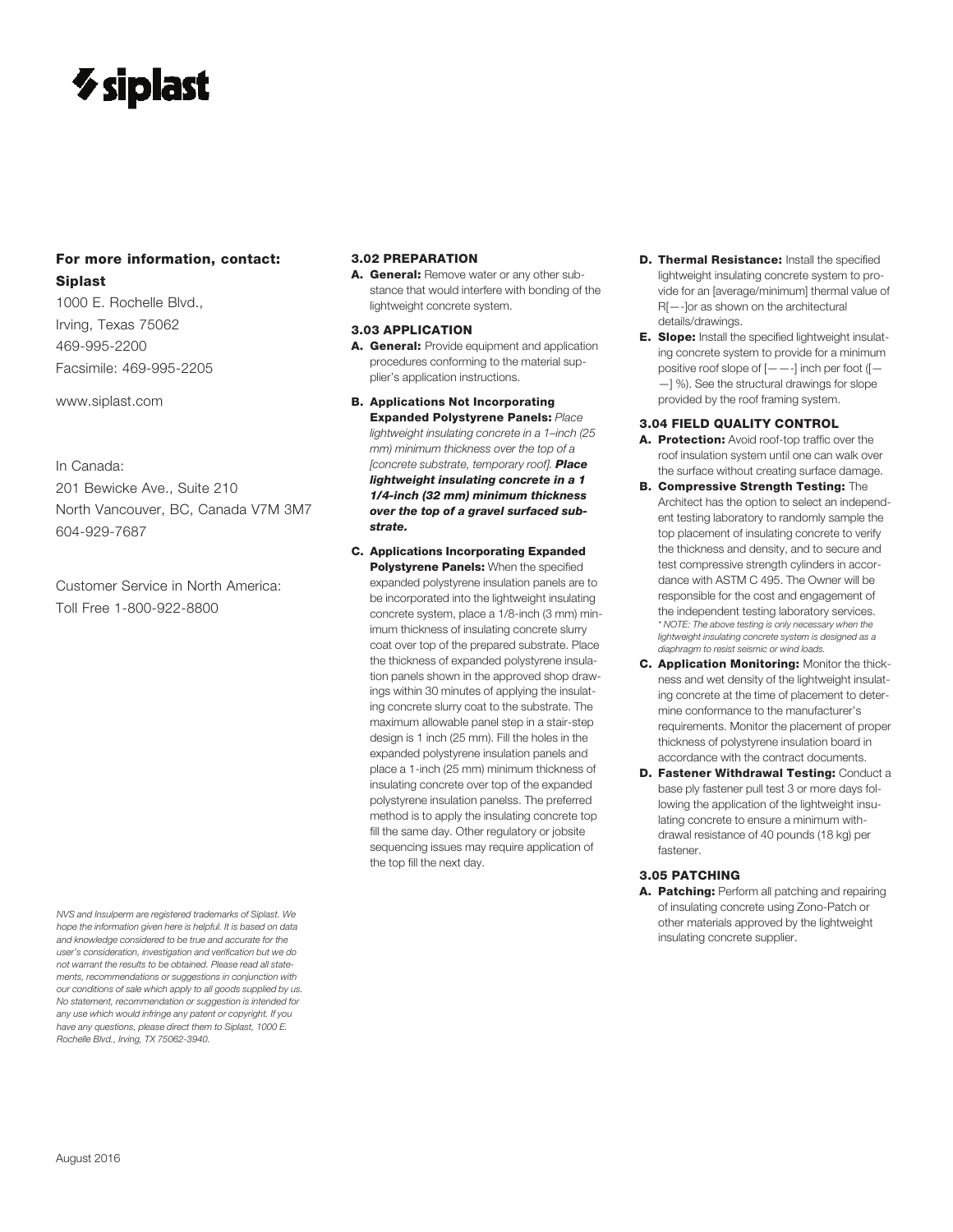**siplast**

**For more information, contact:**

**Siplast**

1000 E. Rochelle Blvd.,
Irving, Texas 75062
469-995-2200
Facsimile: 469-995-2205

www.siplast.com

In Canada:
201 Bewicke Ave., Suite 210
North Vancouver, BC, Canada V7M 3M7
604-929-7687

Customer Service in North America:
Toll Free 1-800-922-8800

*NVS and Insulperm are registered trademarks of Siplast. We hope the information given here is helpful. It is based on data and knowledge considered to be true and accurate for the user's consideration, investigation and verification but we do not warrant the results to be obtained. Please read all statements, recommendations or suggestions in conjunction with our conditions of sale which apply to all goods supplied by us. No statement, recommendation or suggestion is intended for any use which would infringe any patent or copyright. If you have any questions, please direct them to Siplast, 1000 E. Rochelle Blvd., Irving, TX 75062-3940.*

August 2016

### 3.02 PREPARATION

**A. General:** Remove water or any other substance that would interfere with bonding of the lightweight concrete system.

### 3.03 APPLICATION

**A. General:** Provide equipment and application procedures conforming to the material supplier's application instructions.

**B. Applications Not Incorporating Expanded Polystyrene Panels:** *Place lightweight insulating concrete in a 1–inch (25 mm) minimum thickness over the top of a [concrete substrate, temporary roof].* ***Place lightweight insulating concrete in a 1 1/4-inch (32 mm) minimum thickness over the top of a gravel surfaced substrate.***

**C. Applications Incorporating Expanded Polystyrene Panels:** When the specified expanded polystyrene insulation panels are to be incorporated into the lightweight insulating concrete system, place a 1/8-inch (3 mm) minimum thickness of insulating concrete slurry coat over top of the prepared substrate. Place the thickness of expanded polystyrene insulation panels shown in the approved shop drawings within 30 minutes of applying the insulating concrete slurry coat to the substrate. The maximum allowable panel step in a stair-step design is 1 inch (25 mm). Fill the holes in the expanded polystyrene insulation panels and place a 1-inch (25 mm) minimum thickness of insulating concrete over top of the expanded polystyrene insulation panelss. The preferred method is to apply the insulating concrete top fill the same day. Other regulatory or jobsite sequencing issues may require application of the top fill the next day.

**D. Thermal Resistance:** Install the specified lightweight insulating concrete system to provide for an [average/minimum] thermal value of R[—-]or as shown on the architectural details/drawings.

**E. Slope:** Install the specified lightweight insulating concrete system to provide for a minimum positive roof slope of [— —-] inch per foot ([— —] %). See the structural drawings for slope provided by the roof framing system.

### 3.04 FIELD QUALITY CONTROL

**A. Protection:** Avoid roof-top traffic over the roof insulation system until one can walk over the surface without creating surface damage.

**B. Compressive Strength Testing:** The Architect has the option to select an independent testing laboratory to randomly sample the top placement of insulating concrete to verify the thickness and density, and to secure and test compressive strength cylinders in accordance with ASTM C 495. The Owner will be responsible for the cost and engagement of the independent testing laboratory services.
*\* NOTE: The above testing is only necessary when the lightweight insulating concrete system is designed as a diaphragm to resist seismic or wind loads.*

**C. Application Monitoring:** Monitor the thickness and wet density of the lightweight insulating concrete at the time of placement to determine conformance to the manufacturer's requirements. Monitor the placement of proper thickness of polystyrene insulation board in accordance with the contract documents.

**D. Fastener Withdrawal Testing:** Conduct a base ply fastener pull test 3 or more days following the application of the lightweight insulating concrete to ensure a minimum withdrawal resistance of 40 pounds (18 kg) per fastener.

### 3.05 PATCHING

**A. Patching:** Perform all patching and repairing of insulating concrete using Zono-Patch or other materials approved by the lightweight insulating concrete supplier.